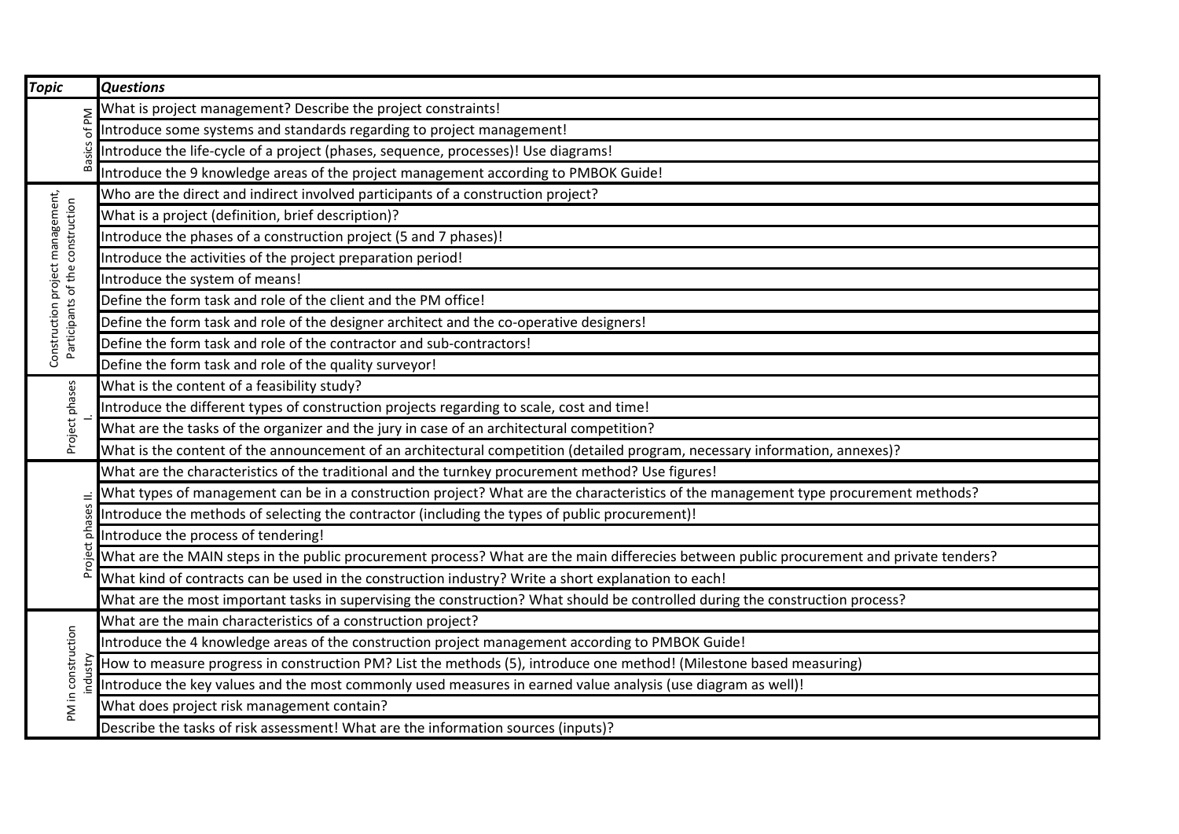| *Topic* | *Questions* |
|---|---|
| Basics of PM | What is project management? Describe the project constraints! |
| | Introduce some systems and standards regarding to project management! |
| | Introduce the life-cycle of a project (phases, sequence, processes)! Use diagrams! |
| | Introduce the 9 knowledge areas of the project management according to PMBOK Guide! |
| Construction project management, Participants of the construction | Who are the direct and indirect involved participants of a construction project? |
| | What is a project (definition, brief description)? |
| | Introduce the phases of a construction project (5 and 7 phases)! |
| | Introduce the activities of the project preparation period! |
| | Introduce the system of means! |
| | Define the form task and role of the client and the PM office! |
| | Define the form task and role of the designer architect and the co-operative designers! |
| | Define the form task and role of the contractor and sub-contractors! |
| | Define the form task and role of the quality surveyor! |
| Project phases I. | What is the content of a feasibility study? |
| | Introduce the different types of construction projects regarding to scale, cost and time! |
| | What are the tasks of the organizer and the jury in case of an architectural competition? |
| | What is the content of the announcement of an architectural competition (detailed program, necessary information, annexes)? |
| Project phases II. | What are the characteristics of the traditional and the turnkey procurement method? Use figures! |
| | What types of management can be in a construction project? What are the characteristics of the management type procurement methods? |
| | Introduce the methods of selecting the contractor (including the types of public procurement)! |
| | Introduce the process of tendering! |
| | What are the MAIN steps in the public procurement process? What are the main differecies between public procurement and private tenders? |
| | What kind of contracts can be used in the construction industry? Write a short explanation to each! |
| | What are the most important tasks in supervising the construction? What should be controlled during the construction process? |
| PM in construction industry | What are the main characteristics of a construction project? |
| | Introduce the 4 knowledge areas of the construction project management according to PMBOK Guide! |
| | How to measure progress in construction PM? List the methods (5), introduce one method! (Milestone based measuring) |
| | Introduce the key values and the most commonly used measures in earned value analysis (use diagram as well)! |
| | What does project risk management contain? |
| | Describe the tasks of risk assessment! What are the information sources (inputs)? |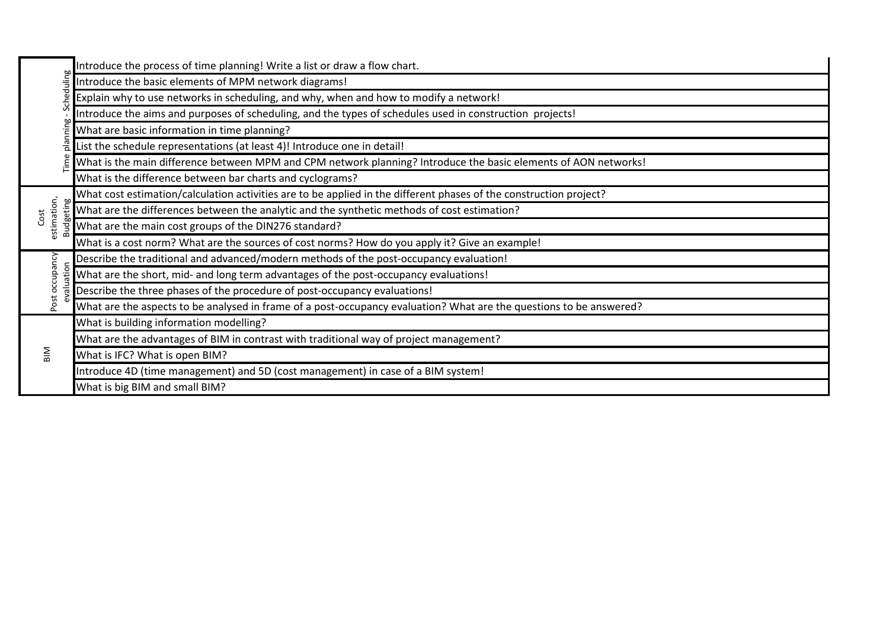| | |
|---|---|
| Time planning - Scheduling | Introduce the process of time planning! Write a list or draw a flow chart. |
| | Introduce the basic elements of MPM network diagrams! |
| | Explain why to use networks in scheduling, and why, when and how to modify a network! |
| | Introduce the aims and purposes of scheduling, and the types of schedules used in construction projects! |
| | What are basic information in time planning? |
| | List the schedule representations (at least 4)! Introduce one in detail! |
| | What is the main difference between MPM and CPM network planning? Introduce the basic elements of AON networks! |
| | What is the difference between bar charts and cyclograms? |
| Cost estimation, Budgeting | What cost estimation/calculation activities are to be applied in the different phases of the construction project? |
| | What are the differences between the analytic and the synthetic methods of cost estimation? |
| | What are the main cost groups of the DIN276 standard? |
| | What is a cost norm? What are the sources of cost norms? How do you apply it? Give an example! |
| Post occupancy evaluation | Describe the traditional and advanced/modern methods of the post-occupancy evaluation! |
| | What are the short, mid- and long term advantages of the post-occupancy evaluations! |
| | Describe the three phases of the procedure of post-occupancy evaluations! |
| | What are the aspects to be analysed in frame of a post-occupancy evaluation? What are the questions to be answered? |
| BIM | What is building information modelling? |
| | What are the advantages of BIM in contrast with traditional way of project management? |
| | What is IFC? What is open BIM? |
| | Introduce 4D (time management) and 5D (cost management) in case of a BIM system! |
| | What is big BIM and small BIM? |